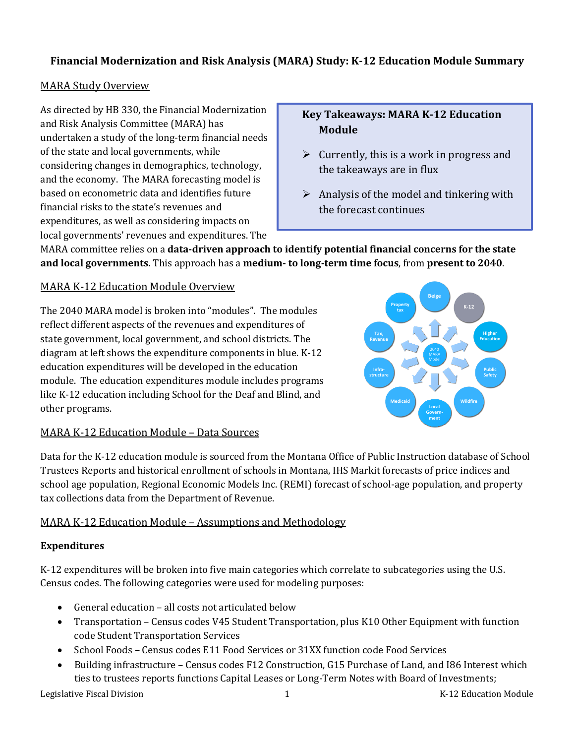# Financial Modernization and Risk Analysis (MARA) Study: K-12 Education Module Summary

## MARA Study Overview

> **Key Takeaways: MARA K-12 Education Module**
>
> - Currently, this is a work in progress and the takeaways are in flux
> - Analysis of the model and tinkering with the forecast continues

As directed by HB 330, the Financial Modernization and Risk Analysis Committee (MARA) has undertaken a study of the long-term financial needs of the state and local governments, while considering changes in demographics, technology, and the economy. The MARA forecasting model is based on econometric data and identifies future financial risks to the state's revenues and expenditures, as well as considering impacts on local governments' revenues and expenditures. The MARA committee relies on a **data-driven approach to identify potential financial concerns for the state and local governments.** This approach has a **medium- to long-term time focus**, from **present to 2040**.

## MARA K-12 Education Module Overview

The 2040 MARA model is broken into "modules". The modules reflect different aspects of the revenues and expenditures of state government, local government, and school districts. The diagram at left shows the expenditure components in blue. K-12 education expenditures will be developed in the education module. The education expenditures module includes programs like K-12 education including School for the Deaf and Blind, and other programs.

## MARA K-12 Education Module – Data Sources

Data for the K-12 education module is sourced from the Montana Office of Public Instruction database of School Trustees Reports and historical enrollment of schools in Montana, IHS Markit forecasts of price indices and school age population, Regional Economic Models Inc. (REMI) forecast of school-age population, and property tax collections data from the Department of Revenue.

## MARA K-12 Education Module – Assumptions and Methodology

### Expenditures

K-12 expenditures will be broken into five main categories which correlate to subcategories using the U.S. Census codes. The following categories were used for modeling purposes:

- General education – all costs not articulated below
- Transportation – Census codes V45 Student Transportation, plus K10 Other Equipment with function code Student Transportation Services
- School Foods – Census codes E11 Food Services or 31XX function code Food Services
- Building infrastructure – Census codes F12 Construction, G15 Purchase of Land, and I86 Interest which ties to trustees reports functions Capital Leases or Long-Term Notes with Board of Investments;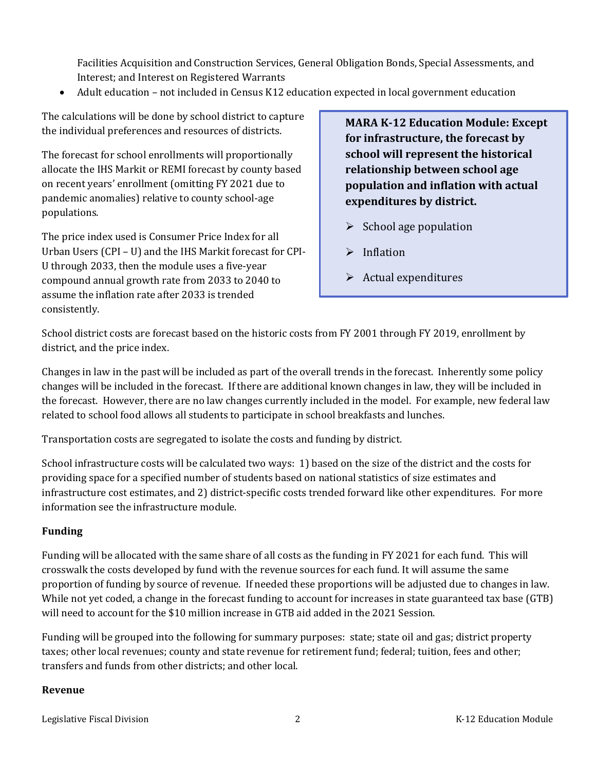Facilities Acquisition and Construction Services, General Obligation Bonds, Special Assessments, and Interest; and Interest on Registered Warrants

- Adult education – not included in Census K12 education expected in local government education

The calculations will be done by school district to capture the individual preferences and resources of districts.

The forecast for school enrollments will proportionally allocate the IHS Markit or REMI forecast by county based on recent years' enrollment (omitting FY 2021 due to pandemic anomalies) relative to county school-age populations.

The price index used is Consumer Price Index for all Urban Users (CPI – U) and the IHS Markit forecast for CPI-U through 2033, then the module uses a five-year compound annual growth rate from 2033 to 2040 to assume the inflation rate after 2033 is trended consistently.

> **MARA K-12 Education Module: Except for infrastructure, the forecast by school will represent the historical relationship between school age population and inflation with actual expenditures by district.**
>
> - School age population
> - Inflation
> - Actual expenditures

School district costs are forecast based on the historic costs from FY 2001 through FY 2019, enrollment by district, and the price index.

Changes in law in the past will be included as part of the overall trends in the forecast. Inherently some policy changes will be included in the forecast. If there are additional known changes in law, they will be included in the forecast. However, there are no law changes currently included in the model. For example, new federal law related to school food allows all students to participate in school breakfasts and lunches.

Transportation costs are segregated to isolate the costs and funding by district.

School infrastructure costs will be calculated two ways: 1) based on the size of the district and the costs for providing space for a specified number of students based on national statistics of size estimates and infrastructure cost estimates, and 2) district-specific costs trended forward like other expenditures. For more information see the infrastructure module.

**Funding**

Funding will be allocated with the same share of all costs as the funding in FY 2021 for each fund. This will crosswalk the costs developed by fund with the revenue sources for each fund. It will assume the same proportion of funding by source of revenue. If needed these proportions will be adjusted due to changes in law. While not yet coded, a change in the forecast funding to account for increases in state guaranteed tax base (GTB) will need to account for the $10 million increase in GTB aid added in the 2021 Session.

Funding will be grouped into the following for summary purposes: state; state oil and gas; district property taxes; other local revenues; county and state revenue for retirement fund; federal; tuition, fees and other; transfers and funds from other districts; and other local.

**Revenue**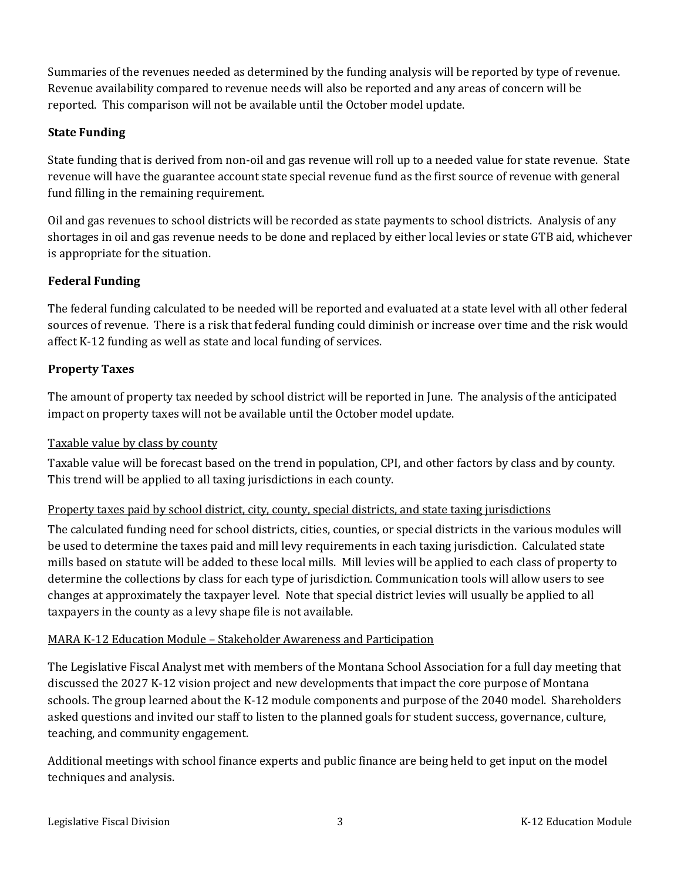Summaries of the revenues needed as determined by the funding analysis will be reported by type of revenue. Revenue availability compared to revenue needs will also be reported and any areas of concern will be reported. This comparison will not be available until the October model update.

### State Funding

State funding that is derived from non-oil and gas revenue will roll up to a needed value for state revenue. State revenue will have the guarantee account state special revenue fund as the first source of revenue with general fund filling in the remaining requirement.

Oil and gas revenues to school districts will be recorded as state payments to school districts. Analysis of any shortages in oil and gas revenue needs to be done and replaced by either local levies or state GTB aid, whichever is appropriate for the situation.

### Federal Funding

The federal funding calculated to be needed will be reported and evaluated at a state level with all other federal sources of revenue. There is a risk that federal funding could diminish or increase over time and the risk would affect K-12 funding as well as state and local funding of services.

### Property Taxes

The amount of property tax needed by school district will be reported in June. The analysis of the anticipated impact on property taxes will not be available until the October model update.

#### Taxable value by class by county

Taxable value will be forecast based on the trend in population, CPI, and other factors by class and by county. This trend will be applied to all taxing jurisdictions in each county.

#### Property taxes paid by school district, city, county, special districts, and state taxing jurisdictions

The calculated funding need for school districts, cities, counties, or special districts in the various modules will be used to determine the taxes paid and mill levy requirements in each taxing jurisdiction. Calculated state mills based on statute will be added to these local mills. Mill levies will be applied to each class of property to determine the collections by class for each type of jurisdiction. Communication tools will allow users to see changes at approximately the taxpayer level. Note that special district levies will usually be applied to all taxpayers in the county as a levy shape file is not available.

#### MARA K-12 Education Module – Stakeholder Awareness and Participation

The Legislative Fiscal Analyst met with members of the Montana School Association for a full day meeting that discussed the 2027 K-12 vision project and new developments that impact the core purpose of Montana schools. The group learned about the K-12 module components and purpose of the 2040 model. Shareholders asked questions and invited our staff to listen to the planned goals for student success, governance, culture, teaching, and community engagement.

Additional meetings with school finance experts and public finance are being held to get input on the model techniques and analysis.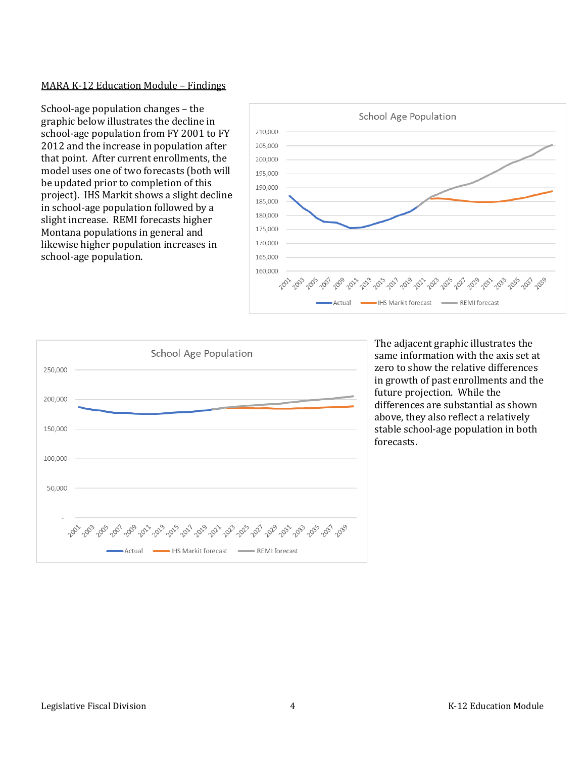MARA K-12 Education Module – Findings

School-age population changes – the graphic below illustrates the decline in school-age population from FY 2001 to FY 2012 and the increase in population after that point. After current enrollments, the model uses one of two forecasts (both will be updated prior to completion of this project). IHS Markit shows a slight decline in school-age population followed by a slight increase. REMI forecasts higher Montana populations in general and likewise higher population increases in school-age population.

The adjacent graphic illustrates the same information with the axis set at zero to show the relative differences in growth of past enrollments and the future projection. While the differences are substantial as shown above, they also reflect a relatively stable school-age population in both forecasts.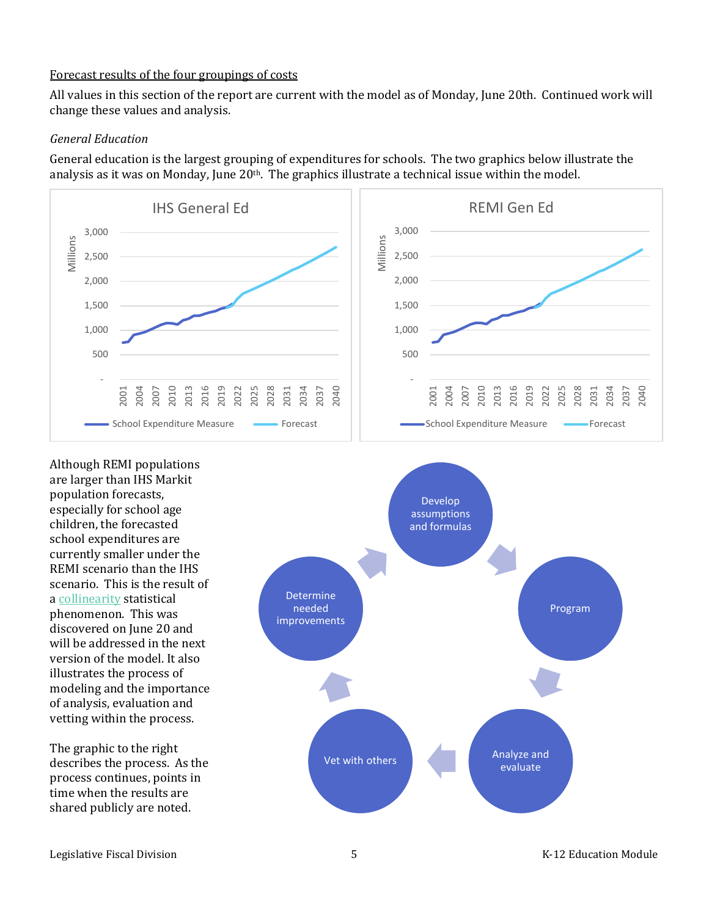Forecast results of the four groupings of costs

All values in this section of the report are current with the model as of Monday, June 20th. Continued work will change these values and analysis.

*General Education*

General education is the largest grouping of expenditures for schools. The two graphics below illustrate the analysis as it was on Monday, June 20th. The graphics illustrate a technical issue within the model.

Although REMI populations are larger than IHS Markit population forecasts, especially for school age children, the forecasted school expenditures are currently smaller under the REMI scenario than the IHS scenario. This is the result of a collinearity statistical phenomenon. This was discovered on June 20 and will be addressed in the next version of the model. It also illustrates the process of modeling and the importance of analysis, evaluation and vetting within the process.

The graphic to the right describes the process. As the process continues, points in time when the results are shared publicly are noted.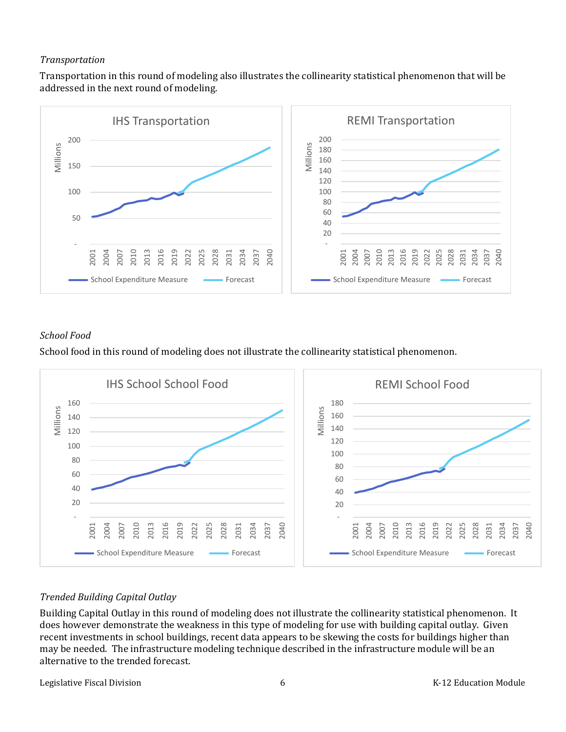*Transportation*

Transportation in this round of modeling also illustrates the collinearity statistical phenomenon that will be addressed in the next round of modeling.

*School Food*

School food in this round of modeling does not illustrate the collinearity statistical phenomenon.

*Trended Building Capital Outlay*

Building Capital Outlay in this round of modeling does not illustrate the collinearity statistical phenomenon. It does however demonstrate the weakness in this type of modeling for use with building capital outlay. Given recent investments in school buildings, recent data appears to be skewing the costs for buildings higher than may be needed. The infrastructure modeling technique described in the infrastructure module will be an alternative to the trended forecast.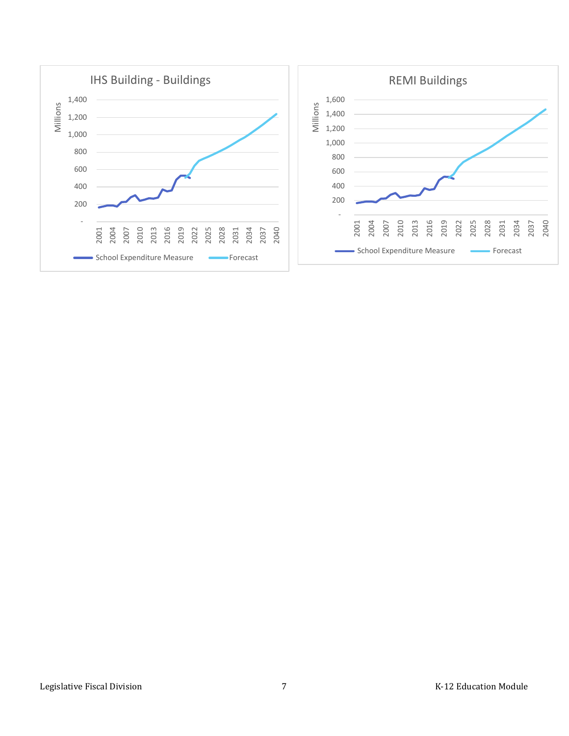**IHS Building - Buildings**

Millions

1,400
1,200
1,000
800
600
400
200
-

2001 2004 2007 2010 2013 2016 2019 2022 2025 2028 2031 2034 2037 2040

School Expenditure Measure    Forecast

**REMI Buildings**

Millions

1,600
1,400
1,200
1,000
800
600
400
200
-

2001 2004 2007 2010 2013 2016 2019 2022 2025 2028 2031 2034 2037 2040

School Expenditure Measure    Forecast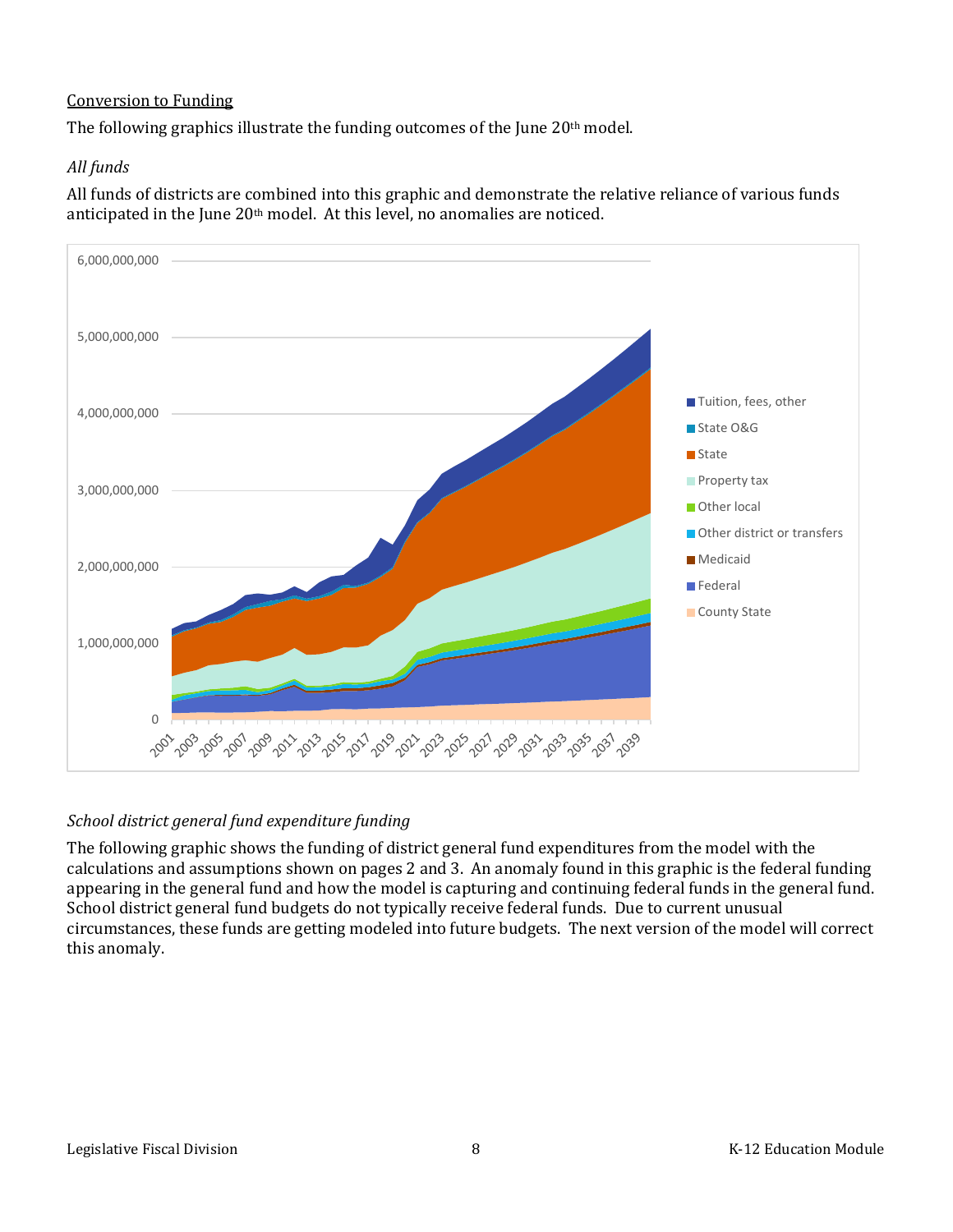Conversion to Funding

The following graphics illustrate the funding outcomes of the June 20th model.

*All funds*

All funds of districts are combined into this graphic and demonstrate the relative reliance of various funds anticipated in the June 20th model. At this level, no anomalies are noticed.

*School district general fund expenditure funding*

The following graphic shows the funding of district general fund expenditures from the model with the calculations and assumptions shown on pages 2 and 3. An anomaly found in this graphic is the federal funding appearing in the general fund and how the model is capturing and continuing federal funds in the general fund. School district general fund budgets do not typically receive federal funds. Due to current unusual circumstances, these funds are getting modeled into future budgets. The next version of the model will correct this anomaly.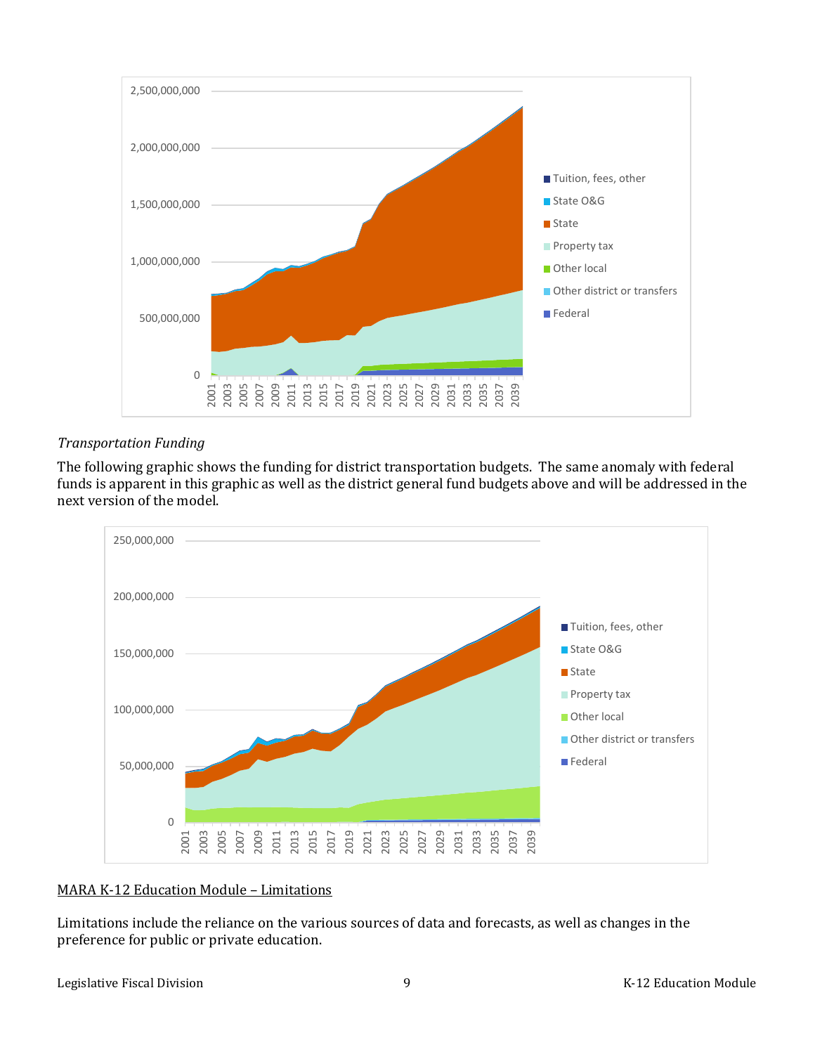2,500,000,000
2,000,000,000
1,500,000,000
1,000,000,000
500,000,000
0

2001 2003 2005 2007 2009 2011 2013 2015 2017 2019 2021 2023 2025 2027 2029 2031 2033 2035 2037 2039

Tuition, fees, other
State O&G
State
Property tax
Other local
Other district or transfers
Federal

*Transportation Funding*

The following graphic shows the funding for district transportation budgets. The same anomaly with federal funds is apparent in this graphic as well as the district general fund budgets above and will be addressed in the next version of the model.

250,000,000
200,000,000
150,000,000
100,000,000
50,000,000
0

2001 2003 2005 2007 2009 2011 2013 2015 2017 2019 2021 2023 2025 2027 2029 2031 2033 2035 2037 2039

Tuition, fees, other
State O&G
State
Property tax
Other local
Other district or transfers
Federal

<u>MARA K-12 Education Module – Limitations</u>

Limitations include the reliance on the various sources of data and forecasts, as well as changes in the preference for public or private education.